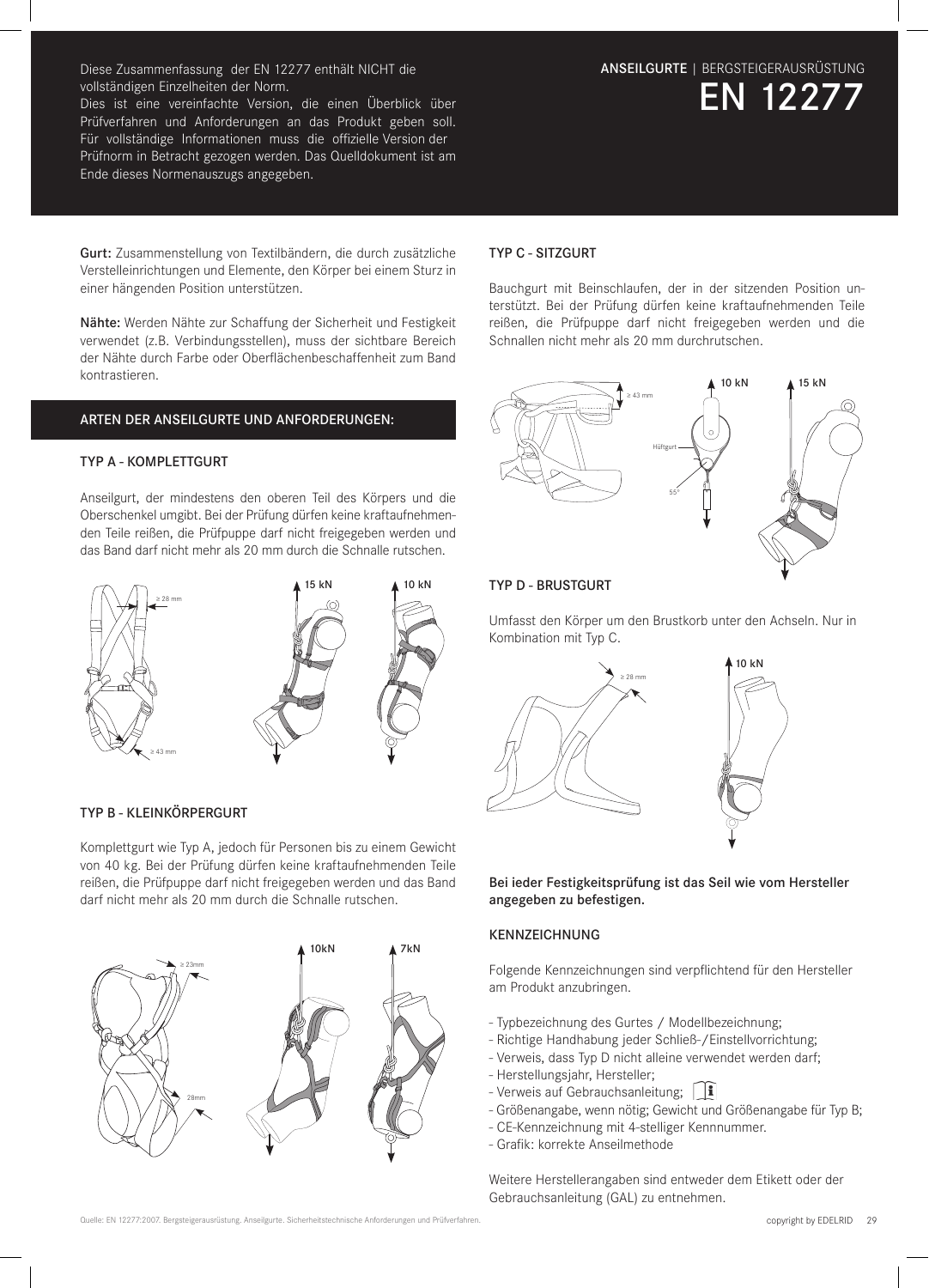Diese Zusammenfassung der EN 12277 enthält NICHT die vollständigen Einzelheiten der Norm.
Dies ist eine vereinfachte Version, die einen Überblick über Prüfverfahren und Anforderungen an das Produkt geben soll. Für vollständige Informationen muss die offizielle Version der Prüfnorm in Betracht gezogen werden. Das Quelldokument ist am Ende dieses Normenauszugs angegeben.

**ANSEILGURTE** | BERGSTEIGERAUSRÜSTUNG

# EN 12277

**Gurt:** Zusammenstellung von Textilbändern, die durch zusätzliche Verstelleinrichtungen und Elemente, den Körper bei einem Sturz in einer hängenden Position unterstützen.

**Nähte:** Werden Nähte zur Schaffung der Sicherheit und Festigkeit verwendet (z.B. Verbindungsstellen), muss der sichtbare Bereich der Nähte durch Farbe oder Oberflächenbeschaffenheit zum Band kontrastieren.

## ARTEN DER ANSEILGURTE UND ANFORDERUNGEN:

### TYP A - KOMPLETTGURT

Anseilgurt, der mindestens den oberen Teil des Körpers und die Oberschenkel umgibt. Bei der Prüfung dürfen keine kraftaufnehmenden Teile reißen, die Prüfpuppe darf nicht freigegeben werden und das Band darf nicht mehr als 20 mm durch die Schnalle rutschen.

≥ 28 mm
≥ 43 mm
15 kN
10 kN

### TYP B - KLEINKÖRPERGURT

Komplettgurt wie Typ A, jedoch für Personen bis zu einem Gewicht von 40 kg. Bei der Prüfung dürfen keine kraftaufnehmenden Teile reißen, die Prüfpuppe darf nicht freigegeben werden und das Band darf nicht mehr als 20 mm durch die Schnalle rutschen.

≥ 23mm
28mm
10kN
7kN

### TYP C - SITZGURT

Bauchgurt mit Beinschlaufen, der in der sitzenden Position unterstützt. Bei der Prüfung dürfen keine kraftaufnehmenden Teile reißen, die Prüfpuppe darf nicht freigegeben werden und die Schnallen nicht mehr als 20 mm durchrutschen.

≥ 43 mm
Hüftgurt
55°
10 kN
15 kN

### TYP D - BRUSTGURT

Umfasst den Körper um den Brustkorb unter den Achseln. Nur in Kombination mit Typ C.

≥ 28 mm
10 kN

**Bei ieder Festigkeitsprüfung ist das Seil wie vom Hersteller angegeben zu befestigen.**

### KENNZEICHNUNG

Folgende Kennzeichnungen sind verpflichtend für den Hersteller am Produkt anzubringen.

- Typbezeichnung des Gurtes / Modellbezeichnung;
- Richtige Handhabung jeder Schließ-/Einstellvorrichtung;
- Verweis, dass Typ D nicht alleine verwendet werden darf;
- Herstellungsjahr, Hersteller;
- Verweis auf Gebrauchsanleitung;
- Größenangabe, wenn nötig; Gewicht und Größenangabe für Typ B;
- CE-Kennzeichnung mit 4-stelliger Kennnummer.
- Grafik: korrekte Anseilmethode

Weitere Herstellerangaben sind entweder dem Etikett oder der Gebrauchsanleitung (GAL) zu entnehmen.

Quelle: EN 12277:2007. Bergsteigerausrüstung. Anseilgurte. Sicherheitstechnische Anforderungen und Prüfverfahren.

copyright by EDELRID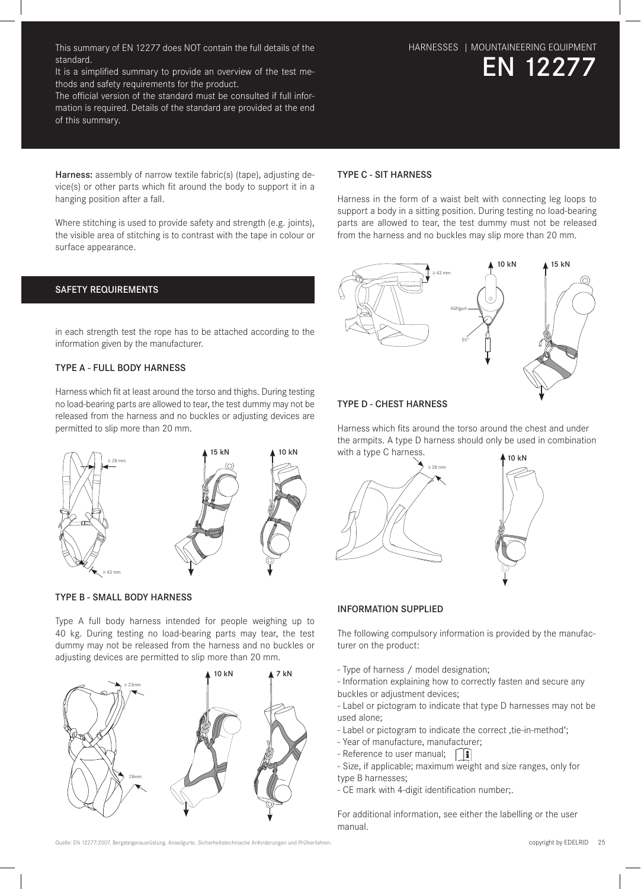This summary of EN 12277 does NOT contain the full details of the standard.
It is a simplified summary to provide an overview of the test methods and safety requirements for the product.
The official version of the standard must be consulted if full information is required. Details of the standard are provided at the end of this summary.

HARNESSES | MOUNTAINEERING EQUIPMENT

# EN 12277

**Harness:** assembly of narrow textile fabric(s) (tape), adjusting device(s) or other parts which fit around the body to support it in a hanging position after a fall.

Where stitching is used to provide safety and strength (e.g. joints), the visible area of stitching is to contrast with the tape in colour or surface appearance.

## SAFETY REQUIREMENTS

in each strength test the rope has to be attached according to the information given by the manufacturer.

### TYPE A - FULL BODY HARNESS

Harness which fit at least around the torso and thighs. During testing no load-bearing parts are allowed to tear, the test dummy may not be released from the harness and no buckles or adjusting devices are permitted to slip more than 20 mm.

≥ 28 mm

≥ 43 mm

15 kN

10 kN

### TYPE B - SMALL BODY HARNESS

Type A full body harness intended for people weighing up to 40 kg. During testing no load-bearing parts may tear, the test dummy may not be released from the harness and no buckles or adjusting devices are permitted to slip more than 20 mm.

≥ 23mm

28mm

10 kN

7 kN

### TYPE C - SIT HARNESS

Harness in the form of a waist belt with connecting leg loops to support a body in a sitting position. During testing no load-bearing parts are allowed to tear, the test dummy must not be released from the harness and no buckles may slip more than 20 mm.

≥ 43 mm

Hüftgurt

55°

10 kN

15 kN

### TYPE D - CHEST HARNESS

Harness which fits around the torso around the chest and under the armpits. A type D harness should only be used in combination with a type C harness.

≥ 28 mm

10 kN

### INFORMATION SUPPLIED

The following compulsory information is provided by the manufacturer on the product:

- Type of harness / model designation;
- Information explaining how to correctly fasten and secure any buckles or adjustment devices;
- Label or pictogram to indicate that type D harnesses may not be used alone;
- Label or pictogram to indicate the correct ‚tie-in-method';
- Year of manufacture, manufacturer;
- Reference to user manual;
- Size, if applicable; maximum weight and size ranges, only for type B harnesses;
- CE mark with 4-digit identification number;.

For additional information, see either the labelling or the user manual.

Quelle: EN 12277:2007. Bergsteigerausrüstung. Anseilgurte. Sicherheitstechnische Anforderungen und Prüfverfahren.

copyright by EDELRID